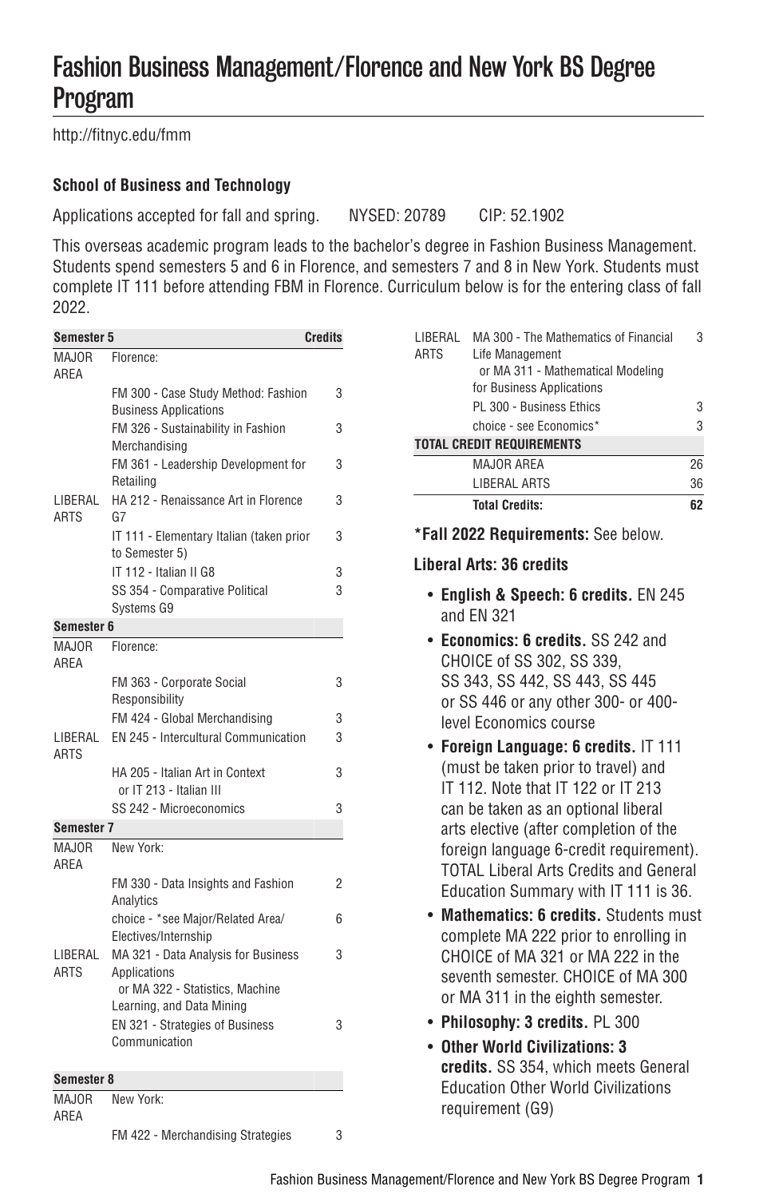# Fashion Business Management/Florence and New York BS Degree Program

http://fitnyc.edu/fmm

### School of Business and Technology

Applications accepted for fall and spring. NYSED: 20789 CIP: 52.1902

This overseas academic program leads to the bachelor's degree in Fashion Business Management. Students spend semesters 5 and 6 in Florence, and semesters 7 and 8 in New York. Students must complete IT 111 before attending FBM in Florence. Curriculum below is for the entering class of fall 2022.

| **Semester 5** | | **Credits** |
|---|---|---|
| MAJOR AREA | Florence: | |
| | FM 300 - Case Study Method: Fashion Business Applications | 3 |
| | FM 326 - Sustainability in Fashion Merchandising | 3 |
| | FM 361 - Leadership Development for Retailing | 3 |
| LIBERAL ARTS | HA 212 - Renaissance Art in Florence G7 | 3 |
| | IT 111 - Elementary Italian (taken prior to Semester 5) | 3 |
| | IT 112 - Italian II G8 | 3 |
| | SS 354 - Comparative Political Systems G9 | 3 |
| **Semester 6** | | |
| MAJOR AREA | Florence: | |
| | FM 363 - Corporate Social Responsibility | 3 |
| | FM 424 - Global Merchandising | 3 |
| LIBERAL ARTS | EN 245 - Intercultural Communication | 3 |
| | HA 205 - Italian Art in Context or IT 213 - Italian III | 3 |
| | SS 242 - Microeconomics | 3 |
| **Semester 7** | | |
| MAJOR AREA | New York: | |
| | FM 330 - Data Insights and Fashion Analytics | 2 |
| | choice - *see Major/Related Area/ Electives/Internship | 6 |
| LIBERAL ARTS | MA 321 - Data Analysis for Business Applications or MA 322 - Statistics, Machine Learning, and Data Mining | 3 |
| | EN 321 - Strategies of Business Communication | 3 |
| **Semester 8** | | |
| MAJOR AREA | New York: | |
| | FM 422 - Merchandising Strategies | 3 |
| LIBERAL ARTS | MA 300 - The Mathematics of Financial Life Management or MA 311 - Mathematical Modeling for Business Applications | 3 |
| | PL 300 - Business Ethics | 3 |
| | choice - see Economics* | 3 |
| **TOTAL CREDIT REQUIREMENTS** | | |
| | MAJOR AREA | 26 |
| | LIBERAL ARTS | 36 |
| | **Total Credits:** | **62** |

**\*Fall 2022 Requirements:** See below.

### Liberal Arts: 36 credits

- **English & Speech: 6 credits.** EN 245 and EN 321
- **Economics: 6 credits.** SS 242 and CHOICE of SS 302, SS 339, SS 343, SS 442, SS 443, SS 445 or SS 446 or any other 300- or 400-level Economics course
- **Foreign Language: 6 credits.** IT 111 (must be taken prior to travel) and IT 112. Note that IT 122 or IT 213 can be taken as an optional liberal arts elective (after completion of the foreign language 6-credit requirement). TOTAL Liberal Arts Credits and General Education Summary with IT 111 is 36.
- **Mathematics: 6 credits.** Students must complete MA 222 prior to enrolling in CHOICE of MA 321 or MA 222 in the seventh semester. CHOICE of MA 300 or MA 311 in the eighth semester.
- **Philosophy: 3 credits.** PL 300
- **Other World Civilizations: 3 credits.** SS 354, which meets General Education Other World Civilizations requirement (G9)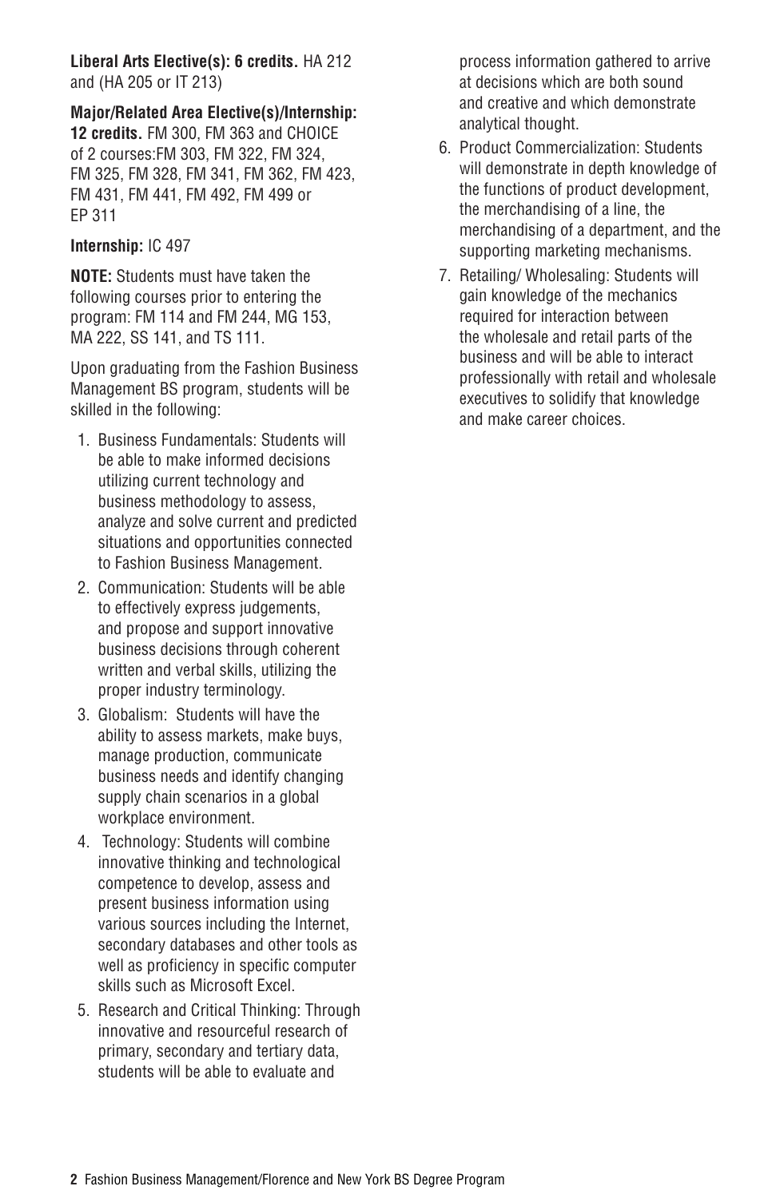**Liberal Arts Elective(s): 6 credits.** HA 212 and (HA 205 or IT 213)

**Major/Related Area Elective(s)/Internship: 12 credits.** FM 300, FM 363 and CHOICE of 2 courses:FM 303, FM 322, FM 324, FM 325, FM 328, FM 341, FM 362, FM 423, FM 431, FM 441, FM 492, FM 499 or EP 311

**Internship:** IC 497

**NOTE:** Students must have taken the following courses prior to entering the program: FM 114 and FM 244, MG 153, MA 222, SS 141, and TS 111.

Upon graduating from the Fashion Business Management BS program, students will be skilled in the following:

1. Business Fundamentals: Students will be able to make informed decisions utilizing current technology and business methodology to assess, analyze and solve current and predicted situations and opportunities connected to Fashion Business Management.
2. Communication: Students will be able to effectively express judgements, and propose and support innovative business decisions through coherent written and verbal skills, utilizing the proper industry terminology.
3. Globalism: Students will have the ability to assess markets, make buys, manage production, communicate business needs and identify changing supply chain scenarios in a global workplace environment.
4. Technology: Students will combine innovative thinking and technological competence to develop, assess and present business information using various sources including the Internet, secondary databases and other tools as well as proficiency in specific computer skills such as Microsoft Excel.
5. Research and Critical Thinking: Through innovative and resourceful research of primary, secondary and tertiary data, students will be able to evaluate and process information gathered to arrive at decisions which are both sound and creative and which demonstrate analytical thought.
6. Product Commercialization: Students will demonstrate in depth knowledge of the functions of product development, the merchandising of a line, the merchandising of a department, and the supporting marketing mechanisms.
7. Retailing/ Wholesaling: Students will gain knowledge of the mechanics required for interaction between the wholesale and retail parts of the business and will be able to interact professionally with retail and wholesale executives to solidify that knowledge and make career choices.